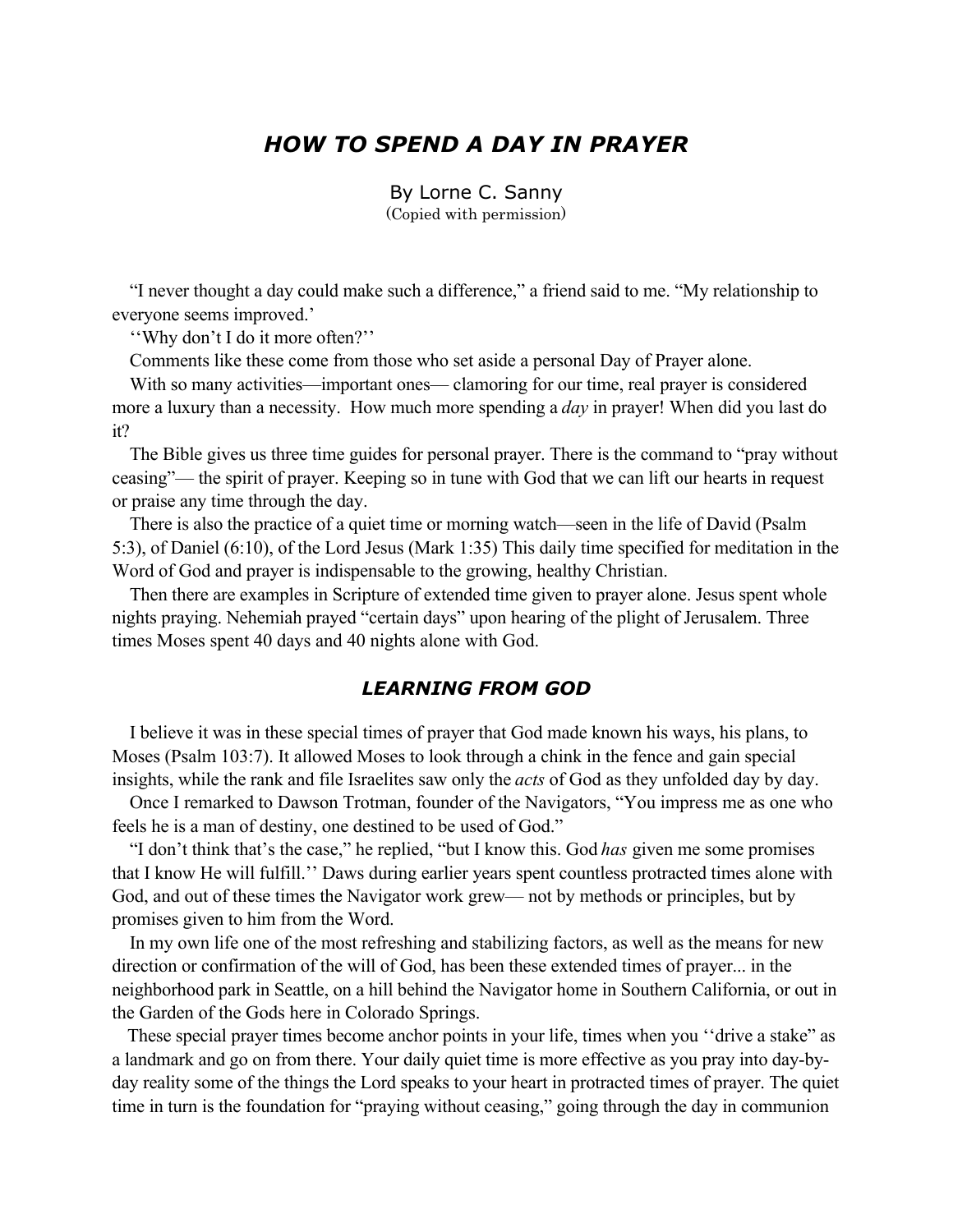# *HOW TO SPEND A DAY IN PRAYER*

By Lorne C. Sanny
(Copied with permission)

"I never thought a day could make such a difference," a friend said to me. "My relationship to everyone seems improved.'

''Why don't I do it more often?''

Comments like these come from those who set aside a personal Day of Prayer alone.

With so many activities—important ones— clamoring for our time, real prayer is considered more a luxury than a necessity. How much more spending a *day* in prayer! When did you last do it?

The Bible gives us three time guides for personal prayer. There is the command to "pray without ceasing"— the spirit of prayer. Keeping so in tune with God that we can lift our hearts in request or praise any time through the day.

There is also the practice of a quiet time or morning watch—seen in the life of David (Psalm 5:3), of Daniel (6:10), of the Lord Jesus (Mark 1:35) This daily time specified for meditation in the Word of God and prayer is indispensable to the growing, healthy Christian.

Then there are examples in Scripture of extended time given to prayer alone. Jesus spent whole nights praying. Nehemiah prayed "certain days" upon hearing of the plight of Jerusalem. Three times Moses spent 40 days and 40 nights alone with God.

## *LEARNING FROM GOD*

I believe it was in these special times of prayer that God made known his ways, his plans, to Moses (Psalm 103:7). It allowed Moses to look through a chink in the fence and gain special insights, while the rank and file Israelites saw only the *acts* of God as they unfolded day by day.

Once I remarked to Dawson Trotman, founder of the Navigators, "You impress me as one who feels he is a man of destiny, one destined to be used of God."

"I don't think that's the case," he replied, "but I know this. God *has* given me some promises that I know He will fulfill.'' Daws during earlier years spent countless protracted times alone with God, and out of these times the Navigator work grew— not by methods or principles, but by promises given to him from the Word.

In my own life one of the most refreshing and stabilizing factors, as well as the means for new direction or confirmation of the will of God, has been these extended times of prayer... in the neighborhood park in Seattle, on a hill behind the Navigator home in Southern California, or out in the Garden of the Gods here in Colorado Springs.

These special prayer times become anchor points in your life, times when you ''drive a stake" as a landmark and go on from there. Your daily quiet time is more effective as you pray into day-by-day reality some of the things the Lord speaks to your heart in protracted times of prayer. The quiet time in turn is the foundation for "praying without ceasing," going through the day in communion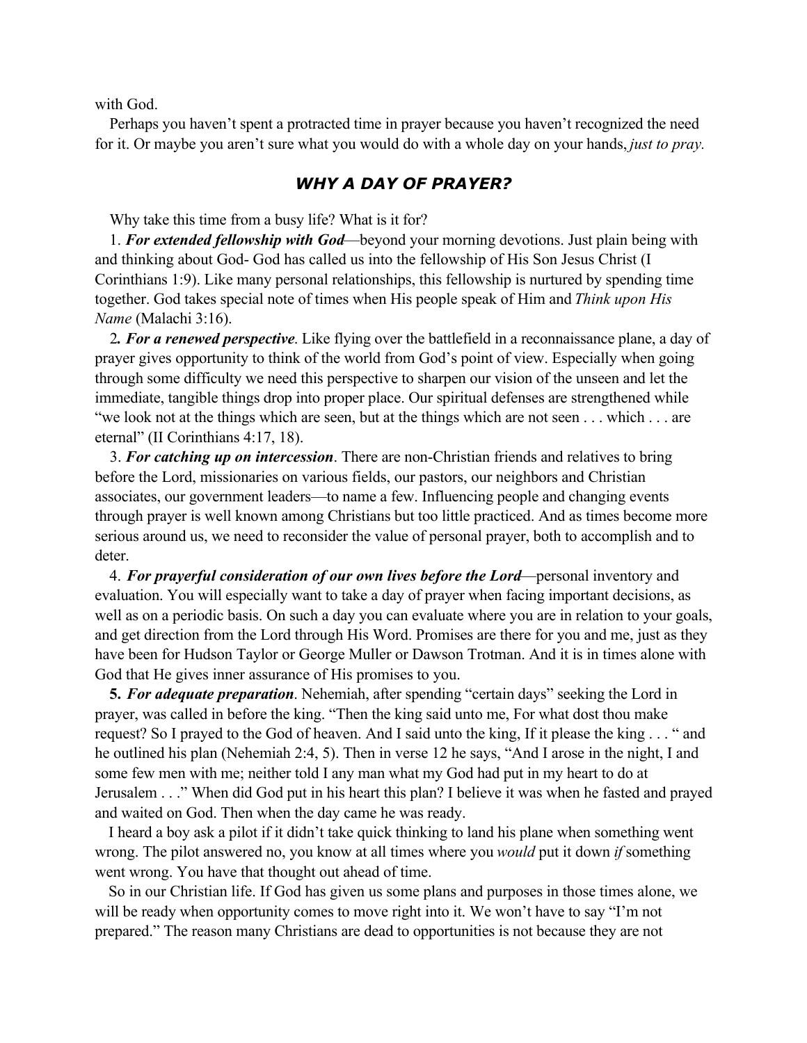with God.

Perhaps you haven't spent a protracted time in prayer because you haven't recognized the need for it. Or maybe you aren't sure what you would do with a whole day on your hands, *just to pray.*

## *WHY A DAY OF PRAYER?*

Why take this time from a busy life? What is it for?

1. ***For extended fellowship with God***—beyond your morning devotions. Just plain being with and thinking about God- God has called us into the fellowship of His Son Jesus Christ (I Corinthians 1:9). Like many personal relationships, this fellowship is nurtured by spending time together. God takes special note of times when His people speak of Him and *Think upon His Name* (Malachi 3:16).

2***. For a renewed perspective***. Like flying over the battlefield in a reconnaissance plane, a day of prayer gives opportunity to think of the world from God's point of view. Especially when going through some difficulty we need this perspective to sharpen our vision of the unseen and let the immediate, tangible things drop into proper place. Our spiritual defenses are strengthened while "we look not at the things which are seen, but at the things which are not seen . . . which . . . are eternal" (II Corinthians 4:17, 18).

3. ***For catching up on intercession***. There are non-Christian friends and relatives to bring before the Lord, missionaries on various fields, our pastors, our neighbors and Christian associates, our government leaders—to name a few. Influencing people and changing events through prayer is well known among Christians but too little practiced. And as times become more serious around us, we need to reconsider the value of personal prayer, both to accomplish and to deter.

4. ***For prayerful consideration of our own lives before the Lord***—personal inventory and evaluation. You will especially want to take a day of prayer when facing important decisions, as well as on a periodic basis. On such a day you can evaluate where you are in relation to your goals, and get direction from the Lord through His Word. Promises are there for you and me, just as they have been for Hudson Taylor or George Muller or Dawson Trotman. And it is in times alone with God that He gives inner assurance of His promises to you.

**5.** ***For adequate preparation***. Nehemiah, after spending "certain days" seeking the Lord in prayer, was called in before the king. "Then the king said unto me, For what dost thou make request? So I prayed to the God of heaven. And I said unto the king, If it please the king . . . " and he outlined his plan (Nehemiah 2:4, 5). Then in verse 12 he says, "And I arose in the night, I and some few men with me; neither told I any man what my God had put in my heart to do at Jerusalem . . ." When did God put in his heart this plan? I believe it was when he fasted and prayed and waited on God. Then when the day came he was ready.

I heard a boy ask a pilot if it didn't take quick thinking to land his plane when something went wrong. The pilot answered no, you know at all times where you *would* put it down *if* something went wrong. You have that thought out ahead of time.

So in our Christian life. If God has given us some plans and purposes in those times alone, we will be ready when opportunity comes to move right into it. We won't have to say "I'm not prepared." The reason many Christians are dead to opportunities is not because they are not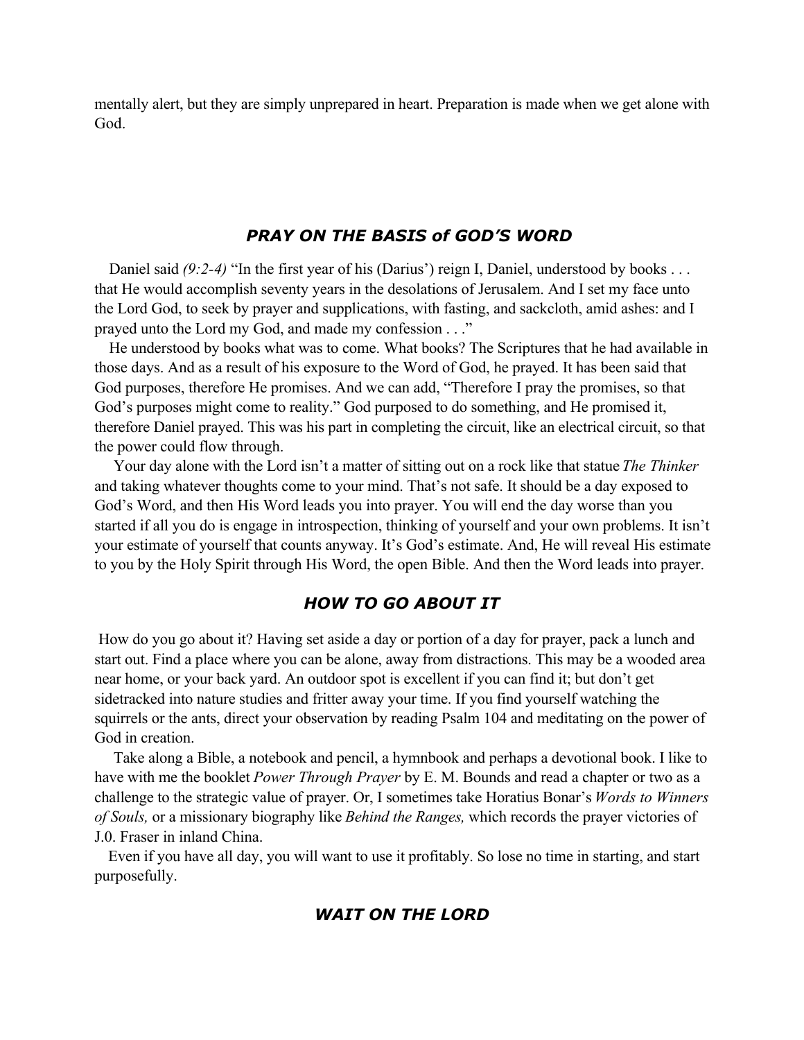mentally alert, but they are simply unprepared in heart. Preparation is made when we get alone with God.

## *PRAY ON THE BASIS of GOD'S WORD*

Daniel said *(9:2-4)* "In the first year of his (Darius') reign I, Daniel, understood by books . . . that He would accomplish seventy years in the desolations of Jerusalem. And I set my face unto the Lord God, to seek by prayer and supplications, with fasting, and sackcloth, amid ashes: and I prayed unto the Lord my God, and made my confession . . ."

He understood by books what was to come. What books? The Scriptures that he had available in those days. And as a result of his exposure to the Word of God, he prayed. It has been said that God purposes, therefore He promises. And we can add, "Therefore I pray the promises, so that God's purposes might come to reality." God purposed to do something, and He promised it, therefore Daniel prayed. This was his part in completing the circuit, like an electrical circuit, so that the power could flow through.

Your day alone with the Lord isn't a matter of sitting out on a rock like that statue *The Thinker* and taking whatever thoughts come to your mind. That's not safe. It should be a day exposed to God's Word, and then His Word leads you into prayer. You will end the day worse than you started if all you do is engage in introspection, thinking of yourself and your own problems. It isn't your estimate of yourself that counts anyway. It's God's estimate. And, He will reveal His estimate to you by the Holy Spirit through His Word, the open Bible. And then the Word leads into prayer.

## *HOW TO GO ABOUT IT*

How do you go about it? Having set aside a day or portion of a day for prayer, pack a lunch and start out. Find a place where you can be alone, away from distractions. This may be a wooded area near home, or your back yard. An outdoor spot is excellent if you can find it; but don't get sidetracked into nature studies and fritter away your time. If you find yourself watching the squirrels or the ants, direct your observation by reading Psalm 104 and meditating on the power of God in creation.

Take along a Bible, a notebook and pencil, a hymnbook and perhaps a devotional book. I like to have with me the booklet *Power Through Prayer* by E. M. Bounds and read a chapter or two as a challenge to the strategic value of prayer. Or, I sometimes take Horatius Bonar's *Words to Winners of Souls,* or a missionary biography like *Behind the Ranges,* which records the prayer victories of J.0. Fraser in inland China.

Even if you have all day, you will want to use it profitably. So lose no time in starting, and start purposefully.

## *WAIT ON THE LORD*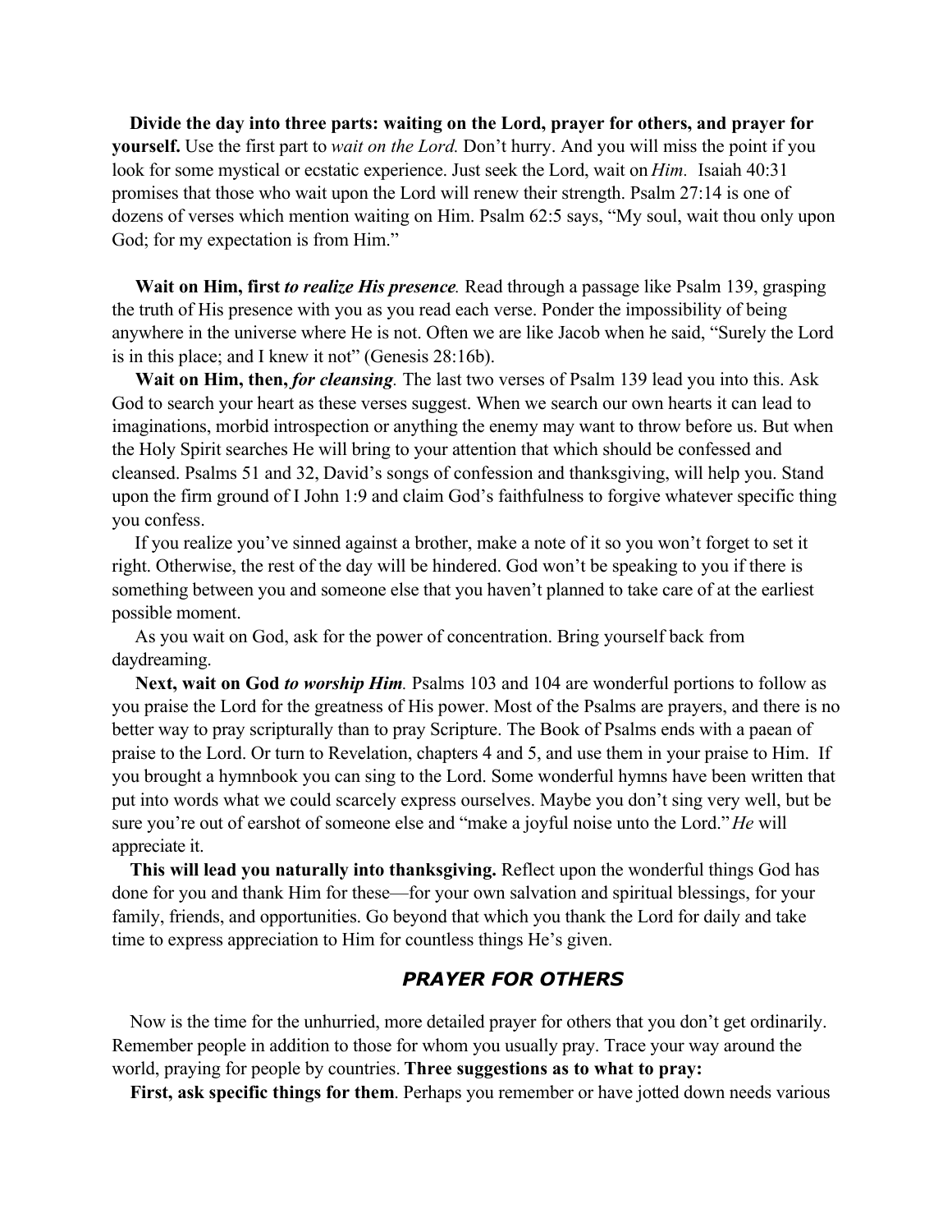**Divide the day into three parts: waiting on the Lord, prayer for others, and prayer for yourself.** Use the first part to *wait on the Lord.* Don't hurry. And you will miss the point if you look for some mystical or ecstatic experience. Just seek the Lord, wait on *Him.* Isaiah 40:31 promises that those who wait upon the Lord will renew their strength. Psalm 27:14 is one of dozens of verses which mention waiting on Him. Psalm 62:5 says, "My soul, wait thou only upon God; for my expectation is from Him."

**Wait on Him, first *to realize His presence*.** Read through a passage like Psalm 139, grasping the truth of His presence with you as you read each verse. Ponder the impossibility of being anywhere in the universe where He is not. Often we are like Jacob when he said, "Surely the Lord is in this place; and I knew it not" (Genesis 28:16b).

**Wait on Him, then, *for cleansing*.** The last two verses of Psalm 139 lead you into this. Ask God to search your heart as these verses suggest. When we search our own hearts it can lead to imaginations, morbid introspection or anything the enemy may want to throw before us. But when the Holy Spirit searches He will bring to your attention that which should be confessed and cleansed. Psalms 51 and 32, David's songs of confession and thanksgiving, will help you. Stand upon the firm ground of I John 1:9 and claim God's faithfulness to forgive whatever specific thing you confess.

If you realize you've sinned against a brother, make a note of it so you won't forget to set it right. Otherwise, the rest of the day will be hindered. God won't be speaking to you if there is something between you and someone else that you haven't planned to take care of at the earliest possible moment.

As you wait on God, ask for the power of concentration. Bring yourself back from daydreaming.

**Next, wait on God *to worship Him*.** Psalms 103 and 104 are wonderful portions to follow as you praise the Lord for the greatness of His power. Most of the Psalms are prayers, and there is no better way to pray scripturally than to pray Scripture. The Book of Psalms ends with a paean of praise to the Lord. Or turn to Revelation, chapters 4 and 5, and use them in your praise to Him. If you brought a hymnbook you can sing to the Lord. Some wonderful hymns have been written that put into words what we could scarcely express ourselves. Maybe you don't sing very well, but be sure you're out of earshot of someone else and "make a joyful noise unto the Lord." *He* will appreciate it.

**This will lead you naturally into thanksgiving.** Reflect upon the wonderful things God has done for you and thank Him for these—for your own salvation and spiritual blessings, for your family, friends, and opportunities. Go beyond that which you thank the Lord for daily and take time to express appreciation to Him for countless things He's given.

## *PRAYER FOR OTHERS*

Now is the time for the unhurried, more detailed prayer for others that you don't get ordinarily. Remember people in addition to those for whom you usually pray. Trace your way around the world, praying for people by countries. **Three suggestions as to what to pray:**

**First, ask specific things for them**. Perhaps you remember or have jotted down needs various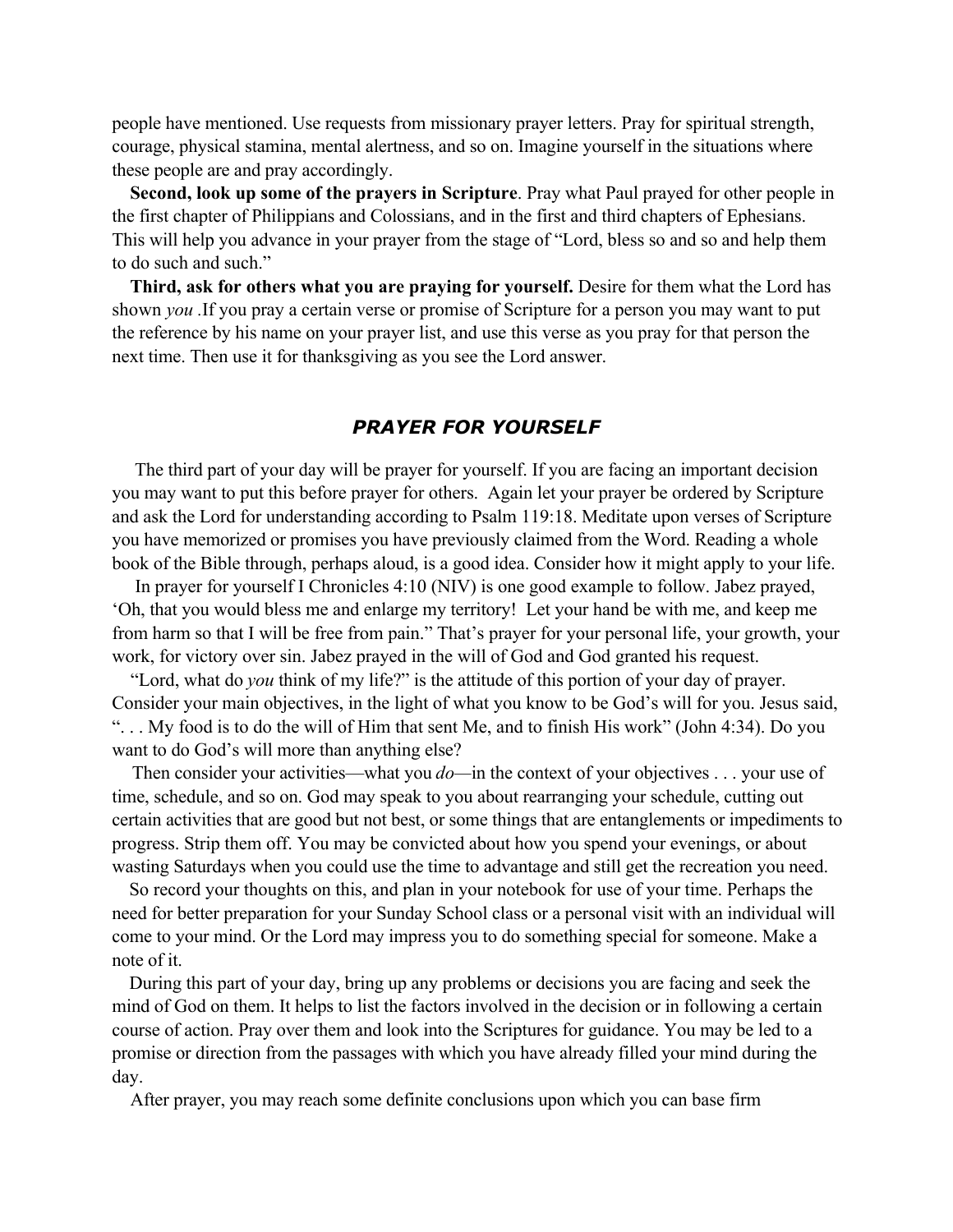people have mentioned. Use requests from missionary prayer letters. Pray for spiritual strength, courage, physical stamina, mental alertness, and so on. Imagine yourself in the situations where these people are and pray accordingly.

**Second, look up some of the prayers in Scripture**. Pray what Paul prayed for other people in the first chapter of Philippians and Colossians, and in the first and third chapters of Ephesians. This will help you advance in your prayer from the stage of "Lord, bless so and so and help them to do such and such."

**Third, ask for others what you are praying for yourself.** Desire for them what the Lord has shown *you* .If you pray a certain verse or promise of Scripture for a person you may want to put the reference by his name on your prayer list, and use this verse as you pray for that person the next time. Then use it for thanksgiving as you see the Lord answer.

## *PRAYER FOR YOURSELF*

The third part of your day will be prayer for yourself. If you are facing an important decision you may want to put this before prayer for others. Again let your prayer be ordered by Scripture and ask the Lord for understanding according to Psalm 119:18. Meditate upon verses of Scripture you have memorized or promises you have previously claimed from the Word. Reading a whole book of the Bible through, perhaps aloud, is a good idea. Consider how it might apply to your life.

In prayer for yourself I Chronicles 4:10 (NIV) is one good example to follow. Jabez prayed, 'Oh, that you would bless me and enlarge my territory! Let your hand be with me, and keep me from harm so that I will be free from pain." That's prayer for your personal life, your growth, your work, for victory over sin. Jabez prayed in the will of God and God granted his request.

"Lord, what do *you* think of my life?" is the attitude of this portion of your day of prayer. Consider your main objectives, in the light of what you know to be God's will for you. Jesus said, ". . . My food is to do the will of Him that sent Me, and to finish His work" (John 4:34). Do you want to do God's will more than anything else?

Then consider your activities—what you *do*—in the context of your objectives . . . your use of time, schedule, and so on. God may speak to you about rearranging your schedule, cutting out certain activities that are good but not best, or some things that are entanglements or impediments to progress. Strip them off. You may be convicted about how you spend your evenings, or about wasting Saturdays when you could use the time to advantage and still get the recreation you need.

So record your thoughts on this, and plan in your notebook for use of your time. Perhaps the need for better preparation for your Sunday School class or a personal visit with an individual will come to your mind. Or the Lord may impress you to do something special for someone. Make a note of it.

During this part of your day, bring up any problems or decisions you are facing and seek the mind of God on them. It helps to list the factors involved in the decision or in following a certain course of action. Pray over them and look into the Scriptures for guidance. You may be led to a promise or direction from the passages with which you have already filled your mind during the day.

After prayer, you may reach some definite conclusions upon which you can base firm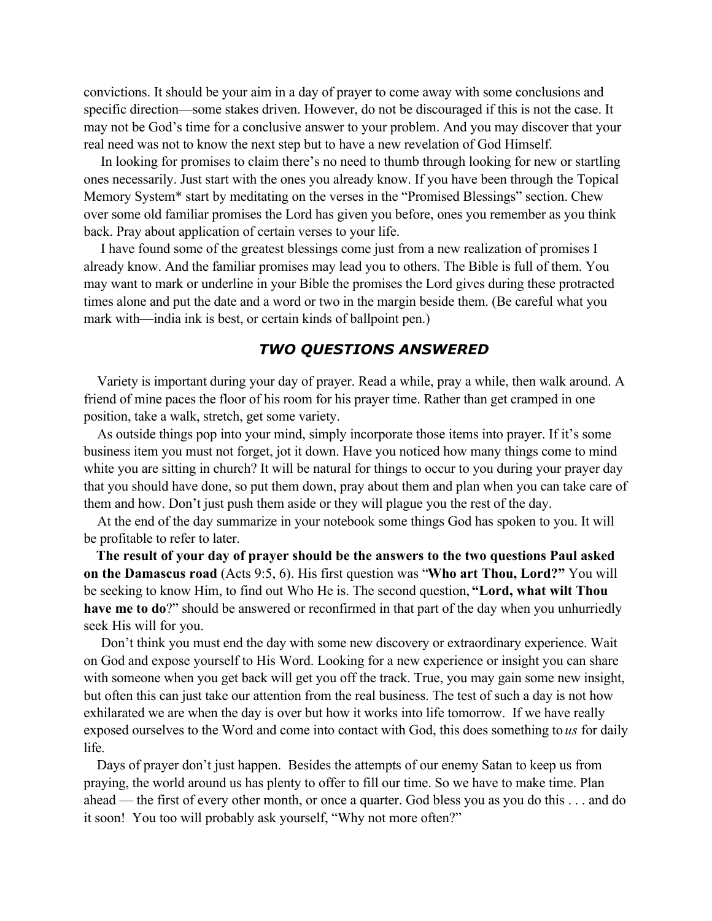convictions. It should be your aim in a day of prayer to come away with some conclusions and specific direction—some stakes driven. However, do not be discouraged if this is not the case. It may not be God's time for a conclusive answer to your problem. And you may discover that your real need was not to know the next step but to have a new revelation of God Himself.

In looking for promises to claim there's no need to thumb through looking for new or startling ones necessarily. Just start with the ones you already know. If you have been through the Topical Memory System* start by meditating on the verses in the "Promised Blessings" section. Chew over some old familiar promises the Lord has given you before, ones you remember as you think back. Pray about application of certain verses to your life.

I have found some of the greatest blessings come just from a new realization of promises I already know. And the familiar promises may lead you to others. The Bible is full of them. You may want to mark or underline in your Bible the promises the Lord gives during these protracted times alone and put the date and a word or two in the margin beside them. (Be careful what you mark with—india ink is best, or certain kinds of ballpoint pen.)

## *TWO QUESTIONS ANSWERED*

Variety is important during your day of prayer. Read a while, pray a while, then walk around. A friend of mine paces the floor of his room for his prayer time. Rather than get cramped in one position, take a walk, stretch, get some variety.

As outside things pop into your mind, simply incorporate those items into prayer. If it's some business item you must not forget, jot it down. Have you noticed how many things come to mind white you are sitting in church? It will be natural for things to occur to you during your prayer day that you should have done, so put them down, pray about them and plan when you can take care of them and how. Don't just push them aside or they will plague you the rest of the day.

At the end of the day summarize in your notebook some things God has spoken to you. It will be profitable to refer to later.

**The result of your day of prayer should be the answers to the two questions Paul asked on the Damascus road** (Acts 9:5, 6). His first question was "**Who art Thou, Lord?"** You will be seeking to know Him, to find out Who He is. The second question, **"Lord, what wilt Thou have me to do**?" should be answered or reconfirmed in that part of the day when you unhurriedly seek His will for you.

Don't think you must end the day with some new discovery or extraordinary experience. Wait on God and expose yourself to His Word. Looking for a new experience or insight you can share with someone when you get back will get you off the track. True, you may gain some new insight, but often this can just take our attention from the real business. The test of such a day is not how exhilarated we are when the day is over but how it works into life tomorrow. If we have really exposed ourselves to the Word and come into contact with God, this does something to *us* for daily life.

Days of prayer don't just happen. Besides the attempts of our enemy Satan to keep us from praying, the world around us has plenty to offer to fill our time. So we have to make time. Plan ahead — the first of every other month, or once a quarter. God bless you as you do this . . . and do it soon! You too will probably ask yourself, "Why not more often?"